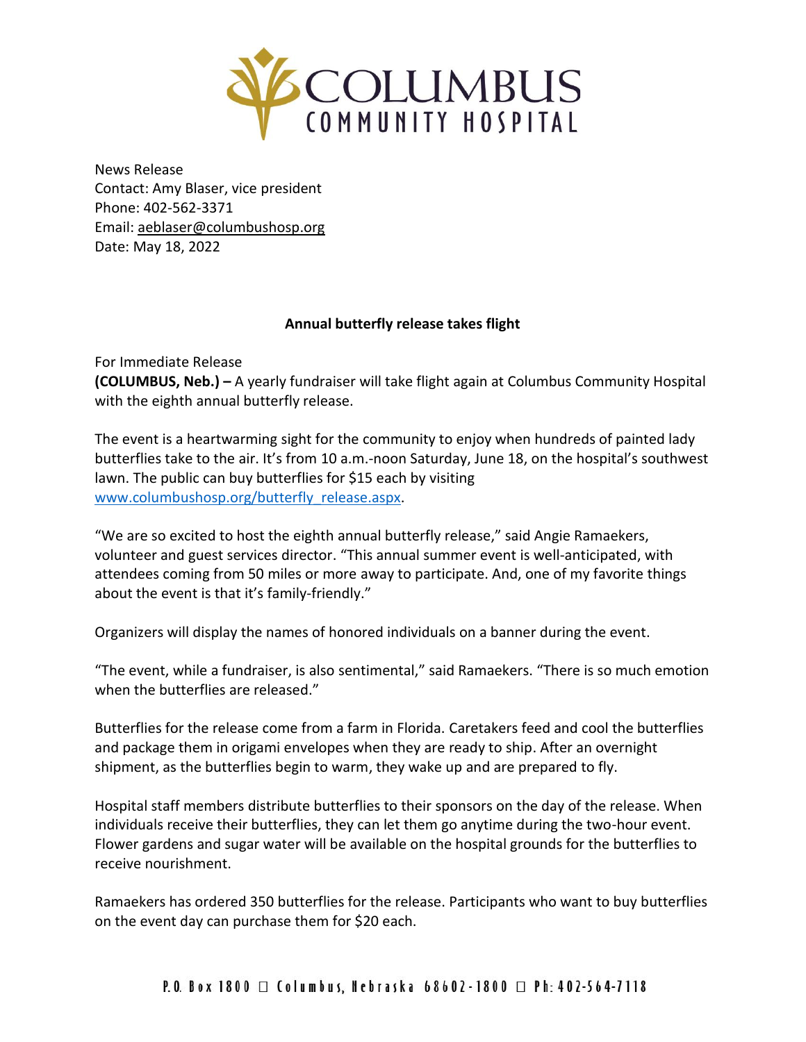News Release
Contact: Amy Blaser, vice president
Phone: 402-562-3371
Email: aeblaser@columbushosp.org
Date: May 18, 2022

**Annual butterfly release takes flight**

For Immediate Release
**(COLUMBUS, Neb.) –** A yearly fundraiser will take flight again at Columbus Community Hospital with the eighth annual butterfly release.

The event is a heartwarming sight for the community to enjoy when hundreds of painted lady butterflies take to the air. It's from 10 a.m.-noon Saturday, June 18, on the hospital's southwest lawn. The public can buy butterflies for $15 each by visiting www.columbushosp.org/butterfly_release.aspx.

"We are so excited to host the eighth annual butterfly release," said Angie Ramaekers, volunteer and guest services director. "This annual summer event is well-anticipated, with attendees coming from 50 miles or more away to participate. And, one of my favorite things about the event is that it's family-friendly."

Organizers will display the names of honored individuals on a banner during the event.

"The event, while a fundraiser, is also sentimental," said Ramaekers. "There is so much emotion when the butterflies are released."

Butterflies for the release come from a farm in Florida. Caretakers feed and cool the butterflies and package them in origami envelopes when they are ready to ship. After an overnight shipment, as the butterflies begin to warm, they wake up and are prepared to fly.

Hospital staff members distribute butterflies to their sponsors on the day of the release. When individuals receive their butterflies, they can let them go anytime during the two-hour event. Flower gardens and sugar water will be available on the hospital grounds for the butterflies to receive nourishment.

Ramaekers has ordered 350 butterflies for the release. Participants who want to buy butterflies on the event day can purchase them for $20 each.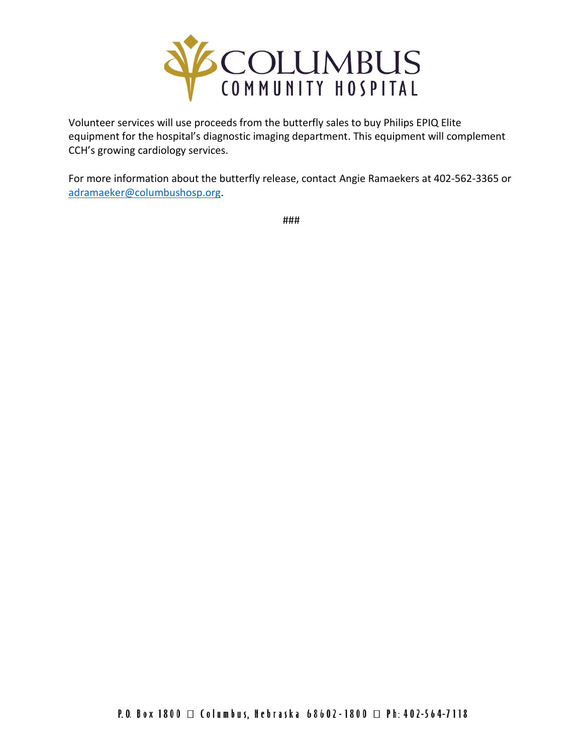Volunteer services will use proceeds from the butterfly sales to buy Philips EPIQ Elite equipment for the hospital's diagnostic imaging department. This equipment will complement CCH's growing cardiology services.

For more information about the butterfly release, contact Angie Ramaekers at 402-562-3365 or adramaeker@columbushosp.org.

###